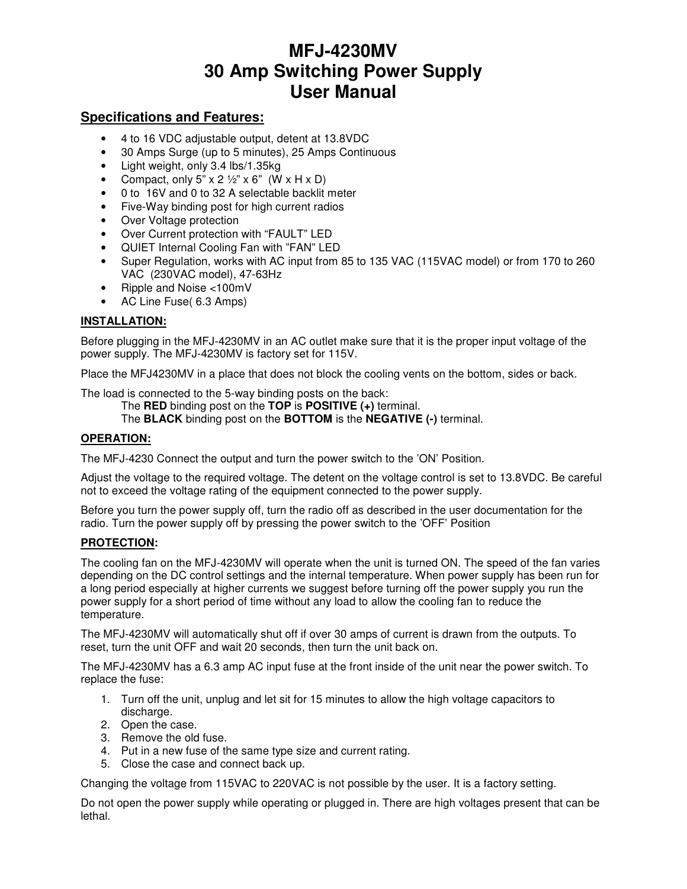# MFJ-4230MV
# 30 Amp Switching Power Supply
# User Manual

## Specifications and Features:

- 4 to 16 VDC adjustable output, detent at 13.8VDC
- 30 Amps Surge (up to 5 minutes), 25 Amps Continuous
- Light weight, only 3.4 lbs/1.35kg
- Compact, only 5" x 2 ½" x 6" (W x H x D)
- 0 to 16V and 0 to 32 A selectable backlit meter
- Five-Way binding post for high current radios
- Over Voltage protection
- Over Current protection with "FAULT" LED
- QUIET Internal Cooling Fan with "FAN" LED
- Super Regulation, works with AC input from 85 to 135 VAC (115VAC model) or from 170 to 260 VAC (230VAC model), 47-63Hz
- Ripple and Noise <100mV
- AC Line Fuse( 6.3 Amps)

**INSTALLATION:**

Before plugging in the MFJ-4230MV in an AC outlet make sure that it is the proper input voltage of the power supply. The MFJ-4230MV is factory set for 115V.

Place the MFJ4230MV in a place that does not block the cooling vents on the bottom, sides or back.

The load is connected to the 5-way binding posts on the back:

The **RED** binding post on the **TOP** is **POSITIVE (+)** terminal.
The **BLACK** binding post on the **BOTTOM** is the **NEGATIVE (-)** terminal.

**OPERATION:**

The MFJ-4230 Connect the output and turn the power switch to the 'ON' Position.

Adjust the voltage to the required voltage. The detent on the voltage control is set to 13.8VDC. Be careful not to exceed the voltage rating of the equipment connected to the power supply.

Before you turn the power supply off, turn the radio off as described in the user documentation for the radio. Turn the power supply off by pressing the power switch to the 'OFF' Position

**PROTECTION:**

The cooling fan on the MFJ-4230MV will operate when the unit is turned ON. The speed of the fan varies depending on the DC control settings and the internal temperature. When power supply has been run for a long period especially at higher currents we suggest before turning off the power supply you run the power supply for a short period of time without any load to allow the cooling fan to reduce the temperature.

The MFJ-4230MV will automatically shut off if over 30 amps of current is drawn from the outputs. To reset, turn the unit OFF and wait 20 seconds, then turn the unit back on.

The MFJ-4230MV has a 6.3 amp AC input fuse at the front inside of the unit near the power switch. To replace the fuse:

1. Turn off the unit, unplug and let sit for 15 minutes to allow the high voltage capacitors to discharge.
2. Open the case.
3. Remove the old fuse.
4. Put in a new fuse of the same type size and current rating.
5. Close the case and connect back up.

Changing the voltage from 115VAC to 220VAC is not possible by the user. It is a factory setting.

Do not open the power supply while operating or plugged in. There are high voltages present that can be lethal.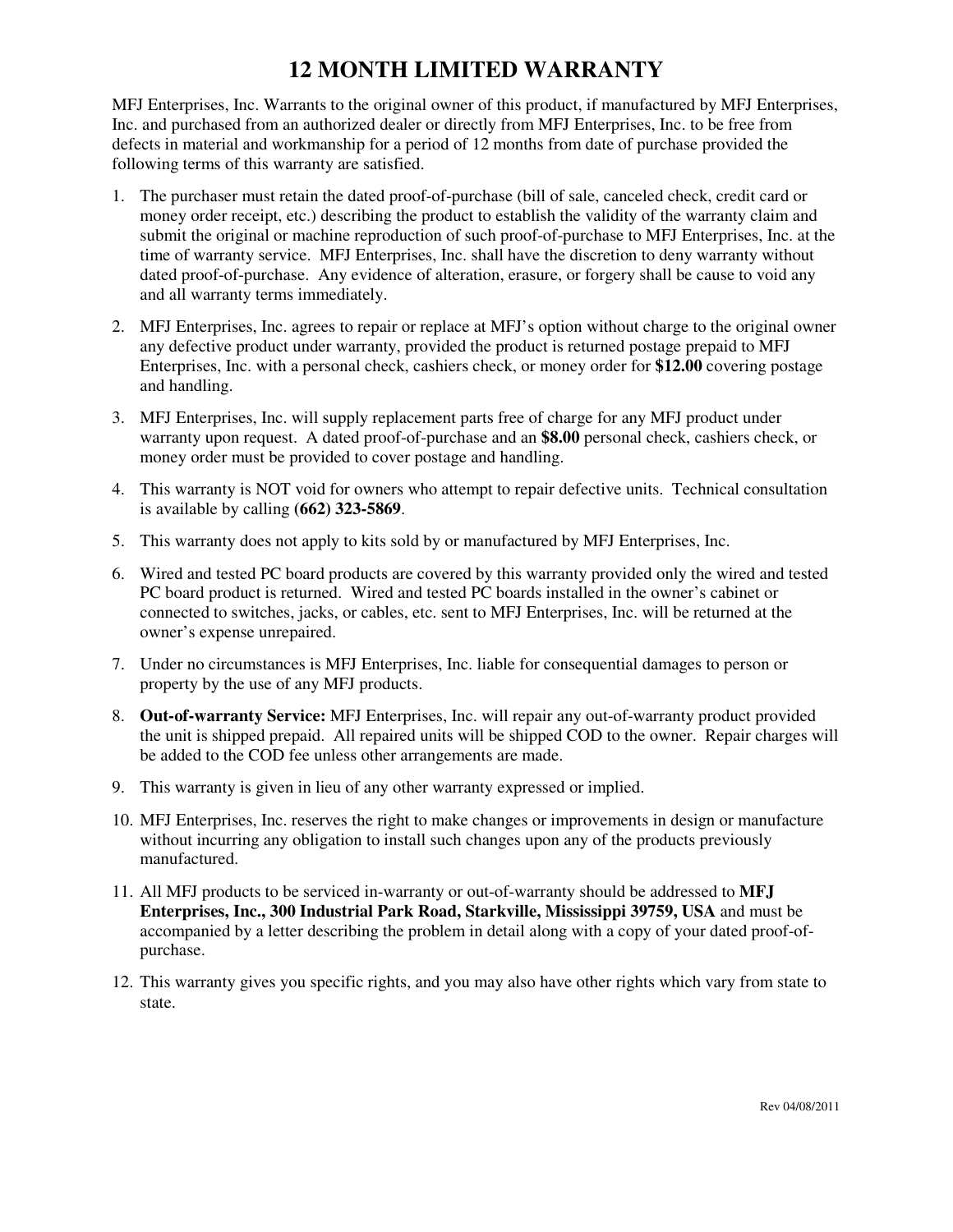# 12 MONTH LIMITED WARRANTY

MFJ Enterprises, Inc. Warrants to the original owner of this product, if manufactured by MFJ Enterprises, Inc. and purchased from an authorized dealer or directly from MFJ Enterprises, Inc. to be free from defects in material and workmanship for a period of 12 months from date of purchase provided the following terms of this warranty are satisfied.

1. The purchaser must retain the dated proof-of-purchase (bill of sale, canceled check, credit card or money order receipt, etc.) describing the product to establish the validity of the warranty claim and submit the original or machine reproduction of such proof-of-purchase to MFJ Enterprises, Inc. at the time of warranty service. MFJ Enterprises, Inc. shall have the discretion to deny warranty without dated proof-of-purchase. Any evidence of alteration, erasure, or forgery shall be cause to void any and all warranty terms immediately.
2. MFJ Enterprises, Inc. agrees to repair or replace at MFJ's option without charge to the original owner any defective product under warranty, provided the product is returned postage prepaid to MFJ Enterprises, Inc. with a personal check, cashiers check, or money order for **$12.00** covering postage and handling.
3. MFJ Enterprises, Inc. will supply replacement parts free of charge for any MFJ product under warranty upon request. A dated proof-of-purchase and an **$8.00** personal check, cashiers check, or money order must be provided to cover postage and handling.
4. This warranty is NOT void for owners who attempt to repair defective units. Technical consultation is available by calling **(662) 323-5869**.
5. This warranty does not apply to kits sold by or manufactured by MFJ Enterprises, Inc.
6. Wired and tested PC board products are covered by this warranty provided only the wired and tested PC board product is returned. Wired and tested PC boards installed in the owner's cabinet or connected to switches, jacks, or cables, etc. sent to MFJ Enterprises, Inc. will be returned at the owner's expense unrepaired.
7. Under no circumstances is MFJ Enterprises, Inc. liable for consequential damages to person or property by the use of any MFJ products.
8. **Out-of-warranty Service:** MFJ Enterprises, Inc. will repair any out-of-warranty product provided the unit is shipped prepaid. All repaired units will be shipped COD to the owner. Repair charges will be added to the COD fee unless other arrangements are made.
9. This warranty is given in lieu of any other warranty expressed or implied.
10. MFJ Enterprises, Inc. reserves the right to make changes or improvements in design or manufacture without incurring any obligation to install such changes upon any of the products previously manufactured.
11. All MFJ products to be serviced in-warranty or out-of-warranty should be addressed to **MFJ Enterprises, Inc., 300 Industrial Park Road, Starkville, Mississippi 39759, USA** and must be accompanied by a letter describing the problem in detail along with a copy of your dated proof-of-purchase.
12. This warranty gives you specific rights, and you may also have other rights which vary from state to state.

Rev 04/08/2011